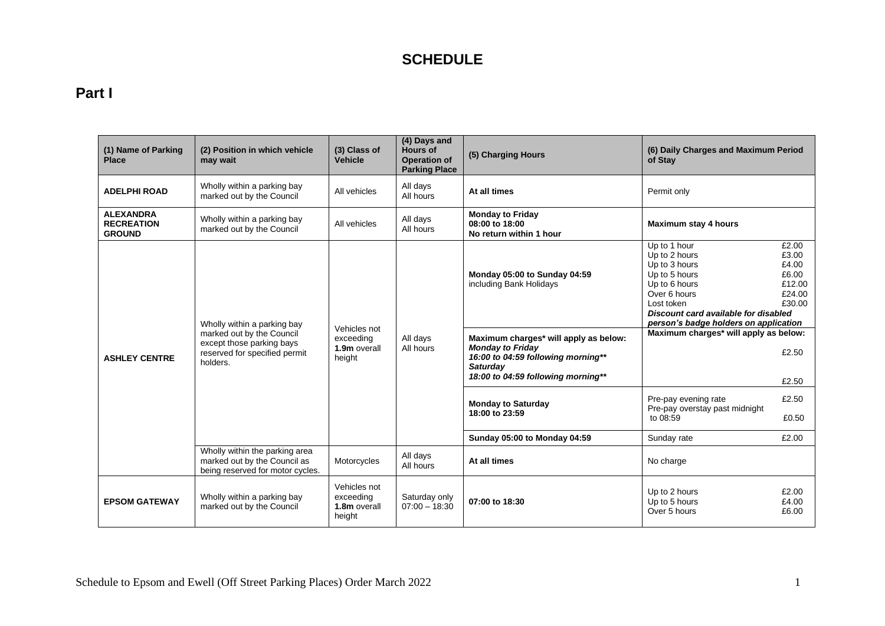# SCHEDULE

## Part I

| (1) Name of Parking Place | (2) Position in which vehicle may wait | (3) Class of Vehicle | (4) Days and Hours of Operation of Parking Place | (5) Charging Hours | (6) Daily Charges and Maximum Period of Stay |
|---|---|---|---|---|---|
| **ADELPHI ROAD** | Wholly within a parking bay marked out by the Council | All vehicles | All days<br>All hours | **At all times** | Permit only |
| **ALEXANDRA RECREATION GROUND** | Wholly within a parking bay marked out by the Council | All vehicles | All days<br>All hours | **Monday to Friday<br>08:00 to 18:00<br>No return within 1 hour** | **Maximum stay 4 hours** |
| **ASHLEY CENTRE** | Wholly within a parking bay marked out by the Council except those parking bays reserved for specified permit holders. | Vehicles not exceeding **1.9m** overall height | All days<br>All hours | **Monday 05:00 to Sunday 04:59**<br>including Bank Holidays | Up to 1 hour £2.00<br>Up to 2 hours £3.00<br>Up to 3 hours £4.00<br>Up to 5 hours £6.00<br>Up to 6 hours £12.00<br>Over 6 hours £24.00<br>Lost token £30.00<br>***Discount card available for disabled person's badge holders on application*** |
| | | | | **Maximum charges\* will apply as below:**<br>***Monday to Friday<br>16:00 to 04:59 following morning\*\*<br>Saturday<br>18:00 to 04:59 following morning\*\**** | **Maximum charges\* will apply as below:**<br>£2.50<br>£2.50 |
| | | | | **Monday to Saturday<br>18:00 to 23:59** | Pre-pay evening rate £2.50<br>Pre-pay overstay past midnight to 08:59 £0.50 |
| | | | | **Sunday 05:00 to Monday 04:59** | Sunday rate £2.00 |
| | Wholly within the parking area marked out by the Council as being reserved for motor cycles. | Motorcycles | All days<br>All hours | **At all times** | No charge |
| **EPSOM GATEWAY** | Wholly within a parking bay marked out by the Council | Vehicles not exceeding **1.8m** overall height | Saturday only<br>07:00 – 18:30 | **07:00 to 18:30** | Up to 2 hours £2.00<br>Up to 5 hours £4.00<br>Over 5 hours £6.00 |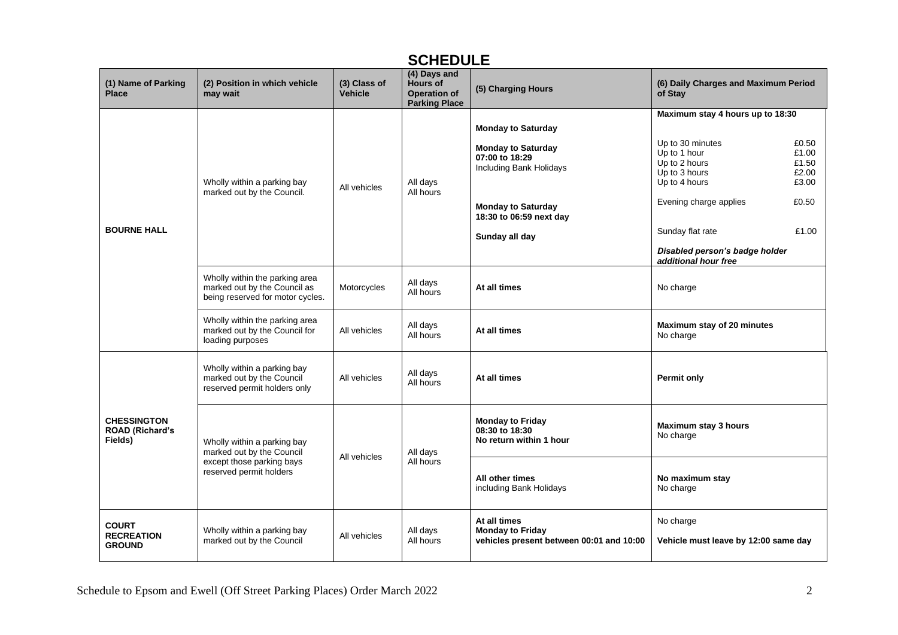# SCHEDULE

| (1) Name of Parking Place | (2) Position in which vehicle may wait | (3) Class of Vehicle | (4) Days and Hours of Operation of Parking Place | (5) Charging Hours | (6) Daily Charges and Maximum Period of Stay |
|---|---|---|---|---|---|
| **BOURNE HALL** | Wholly within a parking bay marked out by the Council. | All vehicles | All days<br>All hours | **Monday to Saturday**<br><br>**Monday to Saturday**<br>**07:00 to 18:29**<br>Including Bank Holidays<br><br>**Monday to Saturday**<br>**18:30 to 06:59 next day**<br><br>**Sunday all day** | **Maximum stay 4 hours up to 18:30**<br><br>Up to 30 minutes £0.50<br>Up to 1 hour £1.00<br>Up to 2 hours £1.50<br>Up to 3 hours £2.00<br>Up to 4 hours £3.00<br><br>Evening charge applies £0.50<br><br>Sunday flat rate £1.00<br><br>***Disabled person's badge holder additional hour free*** |
| | Wholly within the parking area marked out by the Council as being reserved for motor cycles. | Motorcycles | All days<br>All hours | **At all times** | No charge |
| | Wholly within the parking area marked out by the Council for loading purposes | All vehicles | All days<br>All hours | **At all times** | **Maximum stay of 20 minutes**<br>No charge |
| **CHESSINGTON ROAD (Richard's Fields)** | Wholly within a parking bay marked out by the Council reserved permit holders only | All vehicles | All days<br>All hours | **At all times** | **Permit only** |
| | Wholly within a parking bay marked out by the Council except those parking bays reserved permit holders | All vehicles | All days<br>All hours | **Monday to Friday**<br>**08:30 to 18:30**<br>**No return within 1 hour** | **Maximum stay 3 hours**<br>No charge |
| | | | | **All other times**<br>including Bank Holidays | **No maximum stay**<br>No charge |
| **COURT RECREATION GROUND** | Wholly within a parking bay marked out by the Council | All vehicles | All days<br>All hours | **At all times**<br>**Monday to Friday**<br>**vehicles present between 00:01 and 10:00** | No charge<br><br>**Vehicle must leave by 12:00 same day** |

Schedule to Epsom and Ewell (Off Street Parking Places) Order March 2022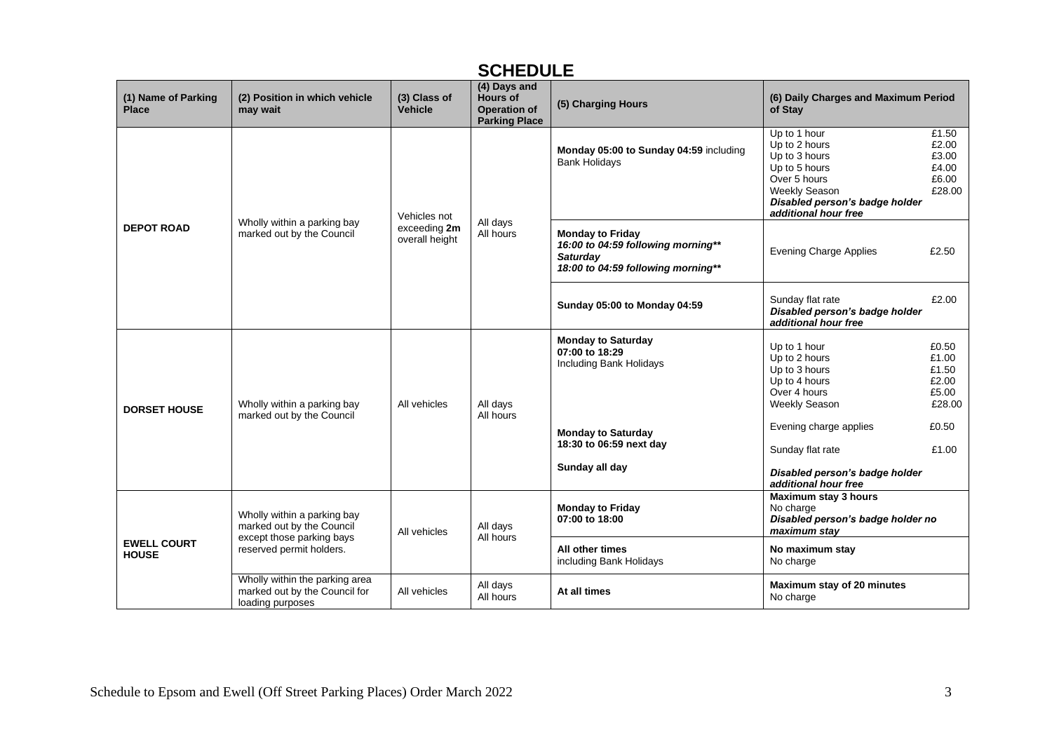# SCHEDULE

| (1) Name of Parking Place | (2) Position in which vehicle may wait | (3) Class of Vehicle | (4) Days and Hours of Operation of Parking Place | (5) Charging Hours | (6) Daily Charges and Maximum Period of Stay |
|---|---|---|---|---|---|
| **DEPOT ROAD** | Wholly within a parking bay marked out by the Council | Vehicles not exceeding **2m** overall height | All days All hours | **Monday 05:00 to Sunday 04:59** including Bank Holidays | Up to 1 hour £1.50<br>Up to 2 hours £2.00<br>Up to 3 hours £3.00<br>Up to 5 hours £4.00<br>Over 5 hours £6.00<br>Weekly Season £28.00<br>***Disabled person's badge holder additional hour free*** |
| | | | | **Monday to Friday**<br>***16:00 to 04:59 following morning\*\****<br>***Saturday***<br>***18:00 to 04:59 following morning\*\**** | Evening Charge Applies £2.50 |
| | | | | **Sunday 05:00 to Monday 04:59** | Sunday flat rate £2.00<br>***Disabled person's badge holder additional hour free*** |
| **DORSET HOUSE** | Wholly within a parking bay marked out by the Council | All vehicles | All days All hours | **Monday to Saturday**<br>**07:00 to 18:29**<br>Including Bank Holidays<br><br>**Monday to Saturday**<br>**18:30 to 06:59 next day**<br><br>**Sunday all day** | Up to 1 hour £0.50<br>Up to 2 hours £1.00<br>Up to 3 hours £1.50<br>Up to 4 hours £2.00<br>Over 4 hours £5.00<br>Weekly Season £28.00<br><br>Evening charge applies £0.50<br><br>Sunday flat rate £1.00<br><br>***Disabled person's badge holder additional hour free*** |
| **EWELL COURT HOUSE** | Wholly within a parking bay marked out by the Council except those parking bays reserved permit holders. | All vehicles | All days All hours | **Monday to Friday**<br>**07:00 to 18:00** | **Maximum stay 3 hours**<br>No charge<br>***Disabled person's badge holder no maximum stay*** |
| | | | | **All other times**<br>including Bank Holidays | **No maximum stay**<br>No charge |
| | Wholly within the parking area marked out by the Council for loading purposes | All vehicles | All days All hours | **At all times** | **Maximum stay of 20 minutes**<br>No charge |

Schedule to Epsom and Ewell (Off Street Parking Places) Order March 2022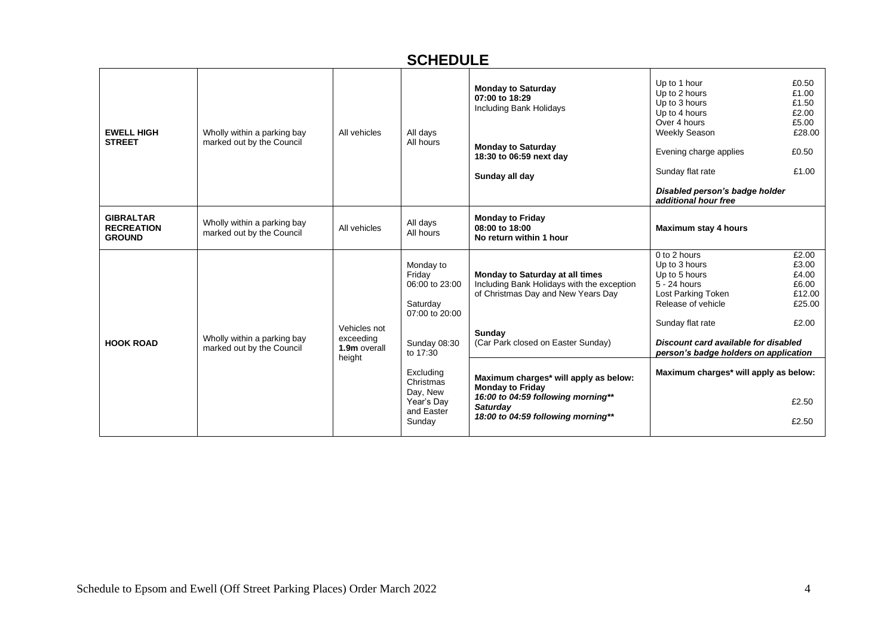# SCHEDULE

| | | | | | |
|---|---|---|---|---|---|
| **EWELL HIGH STREET** | Wholly within a parking bay marked out by the Council | All vehicles | All days<br>All hours | **Monday to Saturday**<br>**07:00 to 18:29**<br>Including Bank Holidays<br><br>**Monday to Saturday**<br>**18:30 to 06:59 next day**<br><br>**Sunday all day** | Up to 1 hour £0.50<br>Up to 2 hours £1.00<br>Up to 3 hours £1.50<br>Up to 4 hours £2.00<br>Over 4 hours £5.00<br>Weekly Season £28.00<br><br>Evening charge applies £0.50<br><br>Sunday flat rate £1.00<br><br>***Disabled person's badge holder additional hour free*** |
| **GIBRALTAR RECREATION GROUND** | Wholly within a parking bay marked out by the Council | All vehicles | All days<br>All hours | **Monday to Friday**<br>**08:00 to 18:00**<br>**No return within 1 hour** | **Maximum stay 4 hours** |
| **HOOK ROAD** | Wholly within a parking bay marked out by the Council | Vehicles not exceeding **1.9m** overall height | Monday to Friday<br>06:00 to 23:00<br><br>Saturday<br>07:00 to 20:00<br><br>Sunday 08:30 to 17:30<br><br>Excluding Christmas Day, New Year's Day and Easter Sunday | **Monday to Saturday at all times**<br>Including Bank Holidays with the exception of Christmas Day and New Years Day<br><br>**Sunday**<br>(Car Park closed on Easter Sunday) | 0 to 2 hours £2.00<br>Up to 3 hours £3.00<br>Up to 5 hours £4.00<br>5 - 24 hours £6.00<br>Lost Parking Token £12.00<br>Release of vehicle £25.00<br><br>Sunday flat rate £2.00<br><br>***Discount card available for disabled person's badge holders on application*** |
| | | | | **Maximum charges\* will apply as below:**<br>**Monday to Friday**<br>***16:00 to 04:59 following morning\*\****<br>***Saturday***<br>***18:00 to 04:59 following morning\*\**** | **Maximum charges\* will apply as below:**<br><br>£2.50<br><br>£2.50 |

Schedule to Epsom and Ewell (Off Street Parking Places) Order March 2022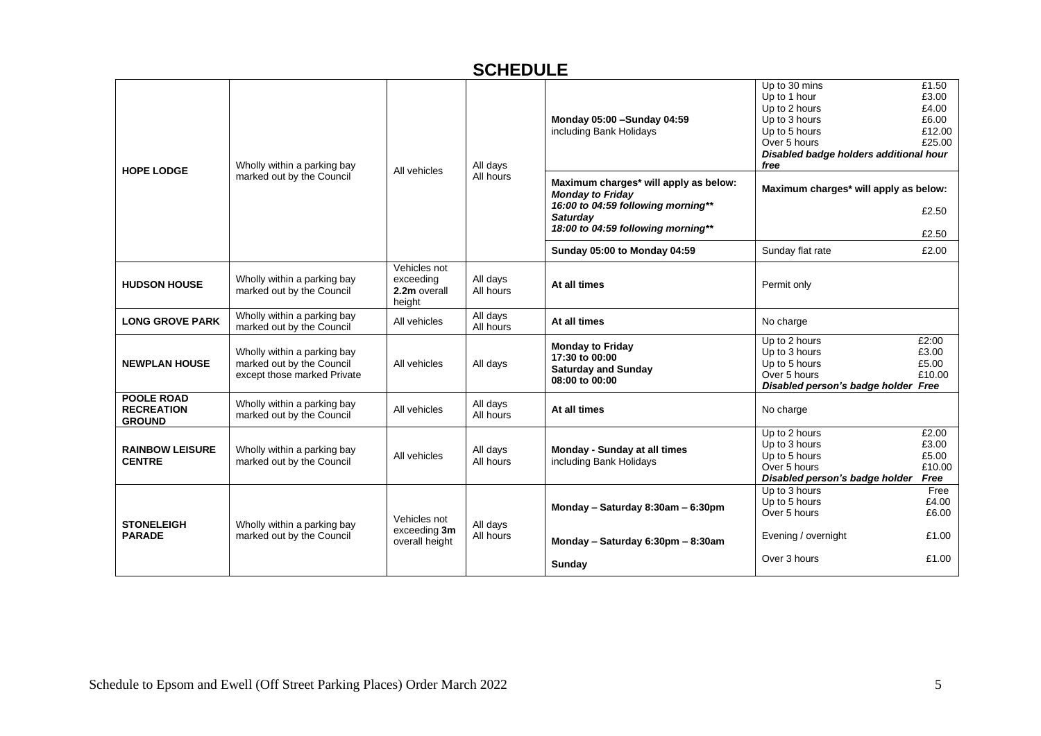# SCHEDULE

| | | | | | |
|---|---|---|---|---|---|
| **HOPE LODGE** | Wholly within a parking bay marked out by the Council | All vehicles | All days All hours | **Monday 05:00 –Sunday 04:59** including Bank Holidays | Up to 30 mins £1.50<br>Up to 1 hour £3.00<br>Up to 2 hours £4.00<br>Up to 3 hours £6.00<br>Up to 5 hours £12.00<br>Over 5 hours £25.00<br>***Disabled badge holders additional hour free*** |
| | | | | **Maximum charges\* will apply as below:**<br>***Monday to Friday***<br>***16:00 to 04:59 following morning\*\****<br>***Saturday***<br>***18:00 to 04:59 following morning\*\**** | **Maximum charges\* will apply as below:**<br>£2.50<br>£2.50 |
| | | | | **Sunday 05:00 to Monday 04:59** | Sunday flat rate £2.00 |
| **HUDSON HOUSE** | Wholly within a parking bay marked out by the Council | Vehicles not exceeding **2.2m** overall height | All days All hours | **At all times** | Permit only |
| **LONG GROVE PARK** | Wholly within a parking bay marked out by the Council | All vehicles | All days All hours | **At all times** | No charge |
| **NEWPLAN HOUSE** | Wholly within a parking bay marked out by the Council except those marked Private | All vehicles | All days | **Monday to Friday**<br>**17:30 to 00:00**<br>**Saturday and Sunday**<br>**08:00 to 00:00** | Up to 2 hours £2:00<br>Up to 3 hours £3.00<br>Up to 5 hours £5.00<br>Over 5 hours £10.00<br>***Disabled person's badge holder Free*** |
| **POOLE ROAD RECREATION GROUND** | Wholly within a parking bay marked out by the Council | All vehicles | All days All hours | **At all times** | No charge |
| **RAINBOW LEISURE CENTRE** | Wholly within a parking bay marked out by the Council | All vehicles | All days All hours | **Monday - Sunday at all times** including Bank Holidays | Up to 2 hours £2.00<br>Up to 3 hours £3.00<br>Up to 5 hours £5.00<br>Over 5 hours £10.00<br>***Disabled person's badge holder Free*** |
| **STONELEIGH PARADE** | Wholly within a parking bay marked out by the Council | Vehicles not exceeding **3m** overall height | All days All hours | **Monday – Saturday 8:30am – 6:30pm** | Up to 3 hours Free<br>Up to 5 hours £4.00<br>Over 5 hours £6.00 |
| | | | | **Monday – Saturday 6:30pm – 8:30am** | Evening / overnight £1.00 |
| | | | | **Sunday** | Over 3 hours £1.00 |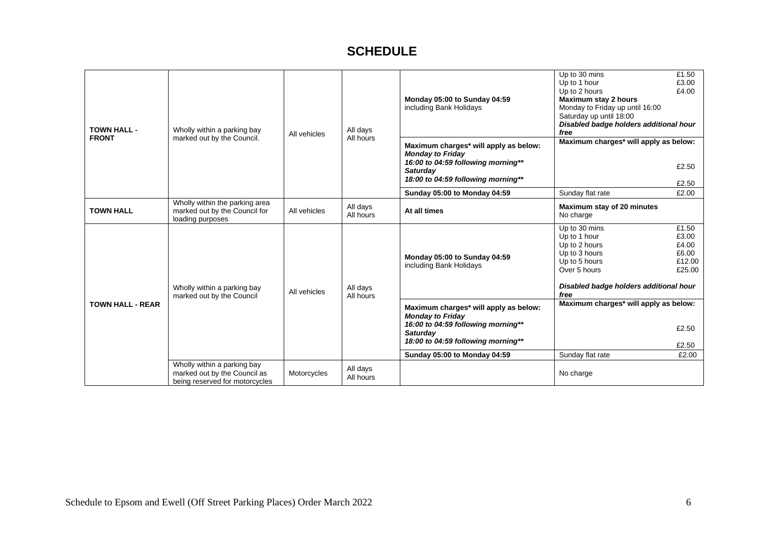# SCHEDULE

| | | | | | |
|---|---|---|---|---|---|
| **TOWN HALL - FRONT** | Wholly within a parking bay marked out by the Council. | All vehicles | All days All hours | **Monday 05:00 to Sunday 04:59** including Bank Holidays | Up to 30 mins £1.50<br>Up to 1 hour £3.00<br>Up to 2 hours £4.00<br>**Maximum stay 2 hours**<br>Monday to Friday up until 16:00<br>Saturday up until 18:00<br>***Disabled badge holders additional hour free*** |
| | | | | **Maximum charges* will apply as below:**<br>***Monday to Friday***<br>***16:00 to 04:59 following morning*****<br>***Saturday***<br>***18:00 to 04:59 following morning***** | **Maximum charges* will apply as below:**<br>£2.50<br>£2.50 |
| | | | | **Sunday 05:00 to Monday 04:59** | Sunday flat rate £2.00 |
| **TOWN HALL** | Wholly within the parking area marked out by the Council for loading purposes | All vehicles | All days All hours | **At all times** | **Maximum stay of 20 minutes**<br>No charge |
| **TOWN HALL - REAR** | Wholly within a parking bay marked out by the Council | All vehicles | All days All hours | **Monday 05:00 to Sunday 04:59** including Bank Holidays | Up to 30 mins £1.50<br>Up to 1 hour £3.00<br>Up to 2 hours £4.00<br>Up to 3 hours £6.00<br>Up to 5 hours £12.00<br>Over 5 hours £25.00<br>***Disabled badge holders additional hour free*** |
| | | | | **Maximum charges* will apply as below:**<br>***Monday to Friday***<br>***16:00 to 04:59 following morning*****<br>***Saturday***<br>***18:00 to 04:59 following morning***** | **Maximum charges* will apply as below:**<br>£2.50<br>£2.50 |
| | | | | **Sunday 05:00 to Monday 04:59** | Sunday flat rate £2.00 |
| | Wholly within a parking bay marked out by the Council as being reserved for motorcycles | Motorcycles | All days All hours | | No charge |

Schedule to Epsom and Ewell (Off Street Parking Places) Order March 2022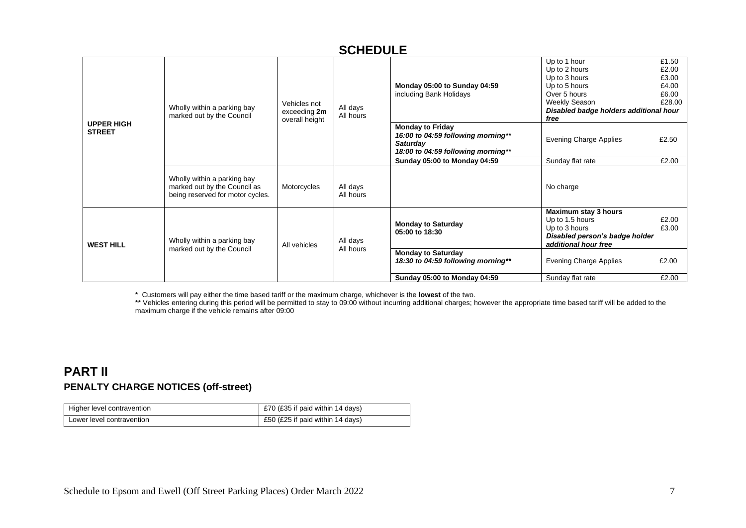# SCHEDULE

| | | | | | |
|---|---|---|---|---|---|
| **UPPER HIGH STREET** | Wholly within a parking bay marked out by the Council | Vehicles not exceeding **2m** overall height | All days All hours | **Monday 05:00 to Sunday 04:59** including Bank Holidays | Up to 1 hour £1.50<br>Up to 2 hours £2.00<br>Up to 3 hours £3.00<br>Up to 5 hours £4.00<br>Over 5 hours £6.00<br>Weekly Season £28.00<br>***Disabled badge holders additional hour free*** |
| | | | | **Monday to Friday**<br>***16:00 to 04:59 following morning\*\****<br>***Saturday***<br>***18:00 to 04:59 following morning\*\**** | Evening Charge Applies £2.50 |
| | | | | **Sunday 05:00 to Monday 04:59** | Sunday flat rate £2.00 |
| | Wholly within a parking bay marked out by the Council as being reserved for motor cycles. | Motorcycles | All days All hours | | No charge |
| **WEST HILL** | Wholly within a parking bay marked out by the Council | All vehicles | All days All hours | **Monday to Saturday**<br>**05:00 to 18:30** | **Maximum stay 3 hours**<br>Up to 1.5 hours £2.00<br>Up to 3 hours £3.00<br>***Disabled person's badge holder additional hour free*** |
| | | | | **Monday to Saturday**<br>***18:30 to 04:59 following morning\*\**** | Evening Charge Applies £2.00 |
| | | | | **Sunday 05:00 to Monday 04:59** | Sunday flat rate £2.00 |

\* Customers will pay either the time based tariff or the maximum charge, whichever is the **lowest** of the two.

\*\* Vehicles entering during this period will be permitted to stay to 09:00 without incurring additional charges; however the appropriate time based tariff will be added to the maximum charge if the vehicle remains after 09:00

# PART II

## PENALTY CHARGE NOTICES (off-street)

| | |
|---|---|
| Higher level contravention | £70 (£35 if paid within 14 days) |
| Lower level contravention | £50 (£25 if paid within 14 days) |

Schedule to Epsom and Ewell (Off Street Parking Places) Order March 2022